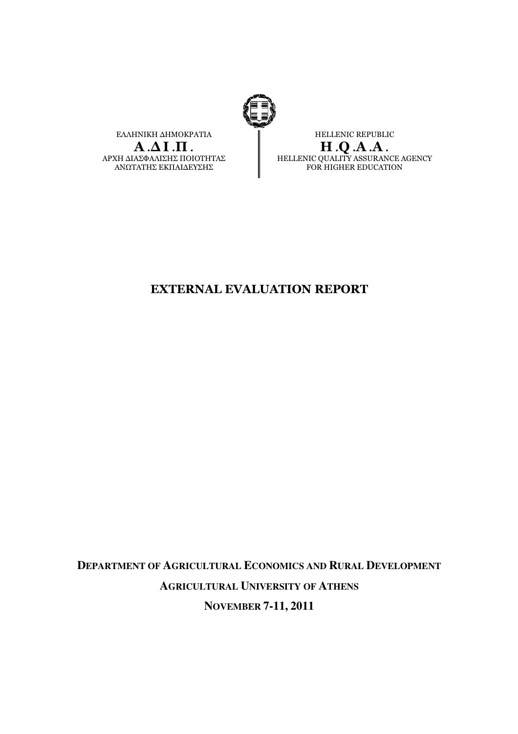ΕΛΛΗΝΙΚΗ ΔΗΜΟΚΡΑΤΙΑ

**Α.ΔΙ.Π.**

ΑΡΧΗ ΔΙΑΣΦΑΛΙΣΗΣ ΠΟΙΟΤΗΤΑΣ ΑΝΩΤΑΤΗΣ ΕΚΠΑΙΔΕΥΣΗΣ

HELLENIC REPUBLIC

**H.Q.A.A.**

HELLENIC QUALITY ASSURANCE AGENCY FOR HIGHER EDUCATION

# EXTERNAL EVALUATION REPORT

**DEPARTMENT OF AGRICULTURAL ECONOMICS AND RURAL DEVELOPMENT**

**AGRICULTURAL UNIVERSITY OF ATHENS**

**NOVEMBER 7-11, 2011**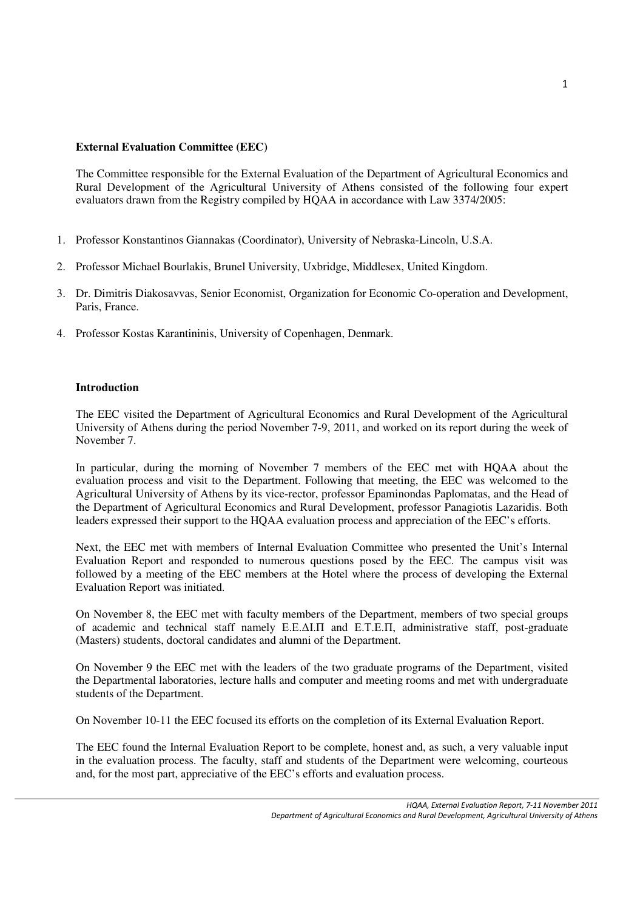**External Evaluation Committee (EEC)**

The Committee responsible for the External Evaluation of the Department of Agricultural Economics and Rural Development of the Agricultural University of Athens consisted of the following four expert evaluators drawn from the Registry compiled by HQAA in accordance with Law 3374/2005:

1. Professor Konstantinos Giannakas (Coordinator), University of Nebraska-Lincoln, U.S.A.
2. Professor Michael Bourlakis, Brunel University, Uxbridge, Middlesex, United Kingdom.
3. Dr. Dimitris Diakosavvas, Senior Economist, Organization for Economic Co-operation and Development, Paris, France.
4. Professor Kostas Karantininis, University of Copenhagen, Denmark.

**Introduction**

The EEC visited the Department of Agricultural Economics and Rural Development of the Agricultural University of Athens during the period November 7-9, 2011, and worked on its report during the week of November 7.

In particular, during the morning of November 7 members of the EEC met with HQAA about the evaluation process and visit to the Department. Following that meeting, the EEC was welcomed to the Agricultural University of Athens by its vice-rector, professor Epaminondas Paplomatas, and the Head of the Department of Agricultural Economics and Rural Development, professor Panagiotis Lazaridis. Both leaders expressed their support to the HQAA evaluation process and appreciation of the EEC's efforts.

Next, the EEC met with members of Internal Evaluation Committee who presented the Unit's Internal Evaluation Report and responded to numerous questions posed by the EEC. The campus visit was followed by a meeting of the EEC members at the Hotel where the process of developing the External Evaluation Report was initiated.

On November 8, the EEC met with faculty members of the Department, members of two special groups of academic and technical staff namely Ε.Ε.ΔΙ.Π and Ε.Τ.Ε.Π, administrative staff, post-graduate (Masters) students, doctoral candidates and alumni of the Department.

On November 9 the EEC met with the leaders of the two graduate programs of the Department, visited the Departmental laboratories, lecture halls and computer and meeting rooms and met with undergraduate students of the Department.

On November 10-11 the EEC focused its efforts on the completion of its External Evaluation Report.

The EEC found the Internal Evaluation Report to be complete, honest and, as such, a very valuable input in the evaluation process. The faculty, staff and students of the Department were welcoming, courteous and, for the most part, appreciative of the EEC's efforts and evaluation process.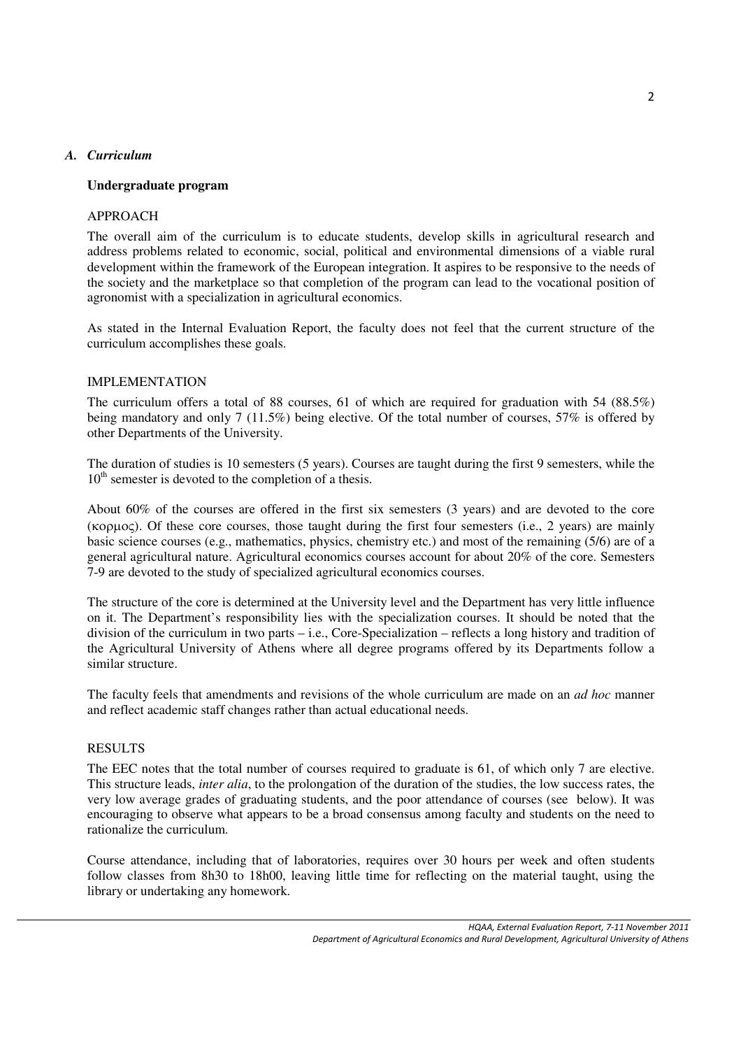## *A. Curriculum*

**Undergraduate program**

APPROACH

The overall aim of the curriculum is to educate students, develop skills in agricultural research and address problems related to economic, social, political and environmental dimensions of a viable rural development within the framework of the European integration. It aspires to be responsive to the needs of the society and the marketplace so that completion of the program can lead to the vocational position of agronomist with a specialization in agricultural economics.

As stated in the Internal Evaluation Report, the faculty does not feel that the current structure of the curriculum accomplishes these goals.

IMPLEMENTATION

The curriculum offers a total of 88 courses, 61 of which are required for graduation with 54 (88.5%) being mandatory and only 7 (11.5%) being elective. Of the total number of courses, 57% is offered by other Departments of the University.

The duration of studies is 10 semesters (5 years). Courses are taught during the first 9 semesters, while the 10th semester is devoted to the completion of a thesis.

About 60% of the courses are offered in the first six semesters (3 years) and are devoted to the core (κορμος). Of these core courses, those taught during the first four semesters (i.e., 2 years) are mainly basic science courses (e.g., mathematics, physics, chemistry etc.) and most of the remaining (5/6) are of a general agricultural nature. Agricultural economics courses account for about 20% of the core. Semesters 7-9 are devoted to the study of specialized agricultural economics courses.

The structure of the core is determined at the University level and the Department has very little influence on it. The Department's responsibility lies with the specialization courses. It should be noted that the division of the curriculum in two parts – i.e., Core-Specialization – reflects a long history and tradition of the Agricultural University of Athens where all degree programs offered by its Departments follow a similar structure.

The faculty feels that amendments and revisions of the whole curriculum are made on an *ad hoc* manner and reflect academic staff changes rather than actual educational needs.

RESULTS

The EEC notes that the total number of courses required to graduate is 61, of which only 7 are elective. This structure leads, *inter alia*, to the prolongation of the duration of the studies, the low success rates, the very low average grades of graduating students, and the poor attendance of courses (see below). It was encouraging to observe what appears to be a broad consensus among faculty and students on the need to rationalize the curriculum.

Course attendance, including that of laboratories, requires over 30 hours per week and often students follow classes from 8h30 to 18h00, leaving little time for reflecting on the material taught, using the library or undertaking any homework.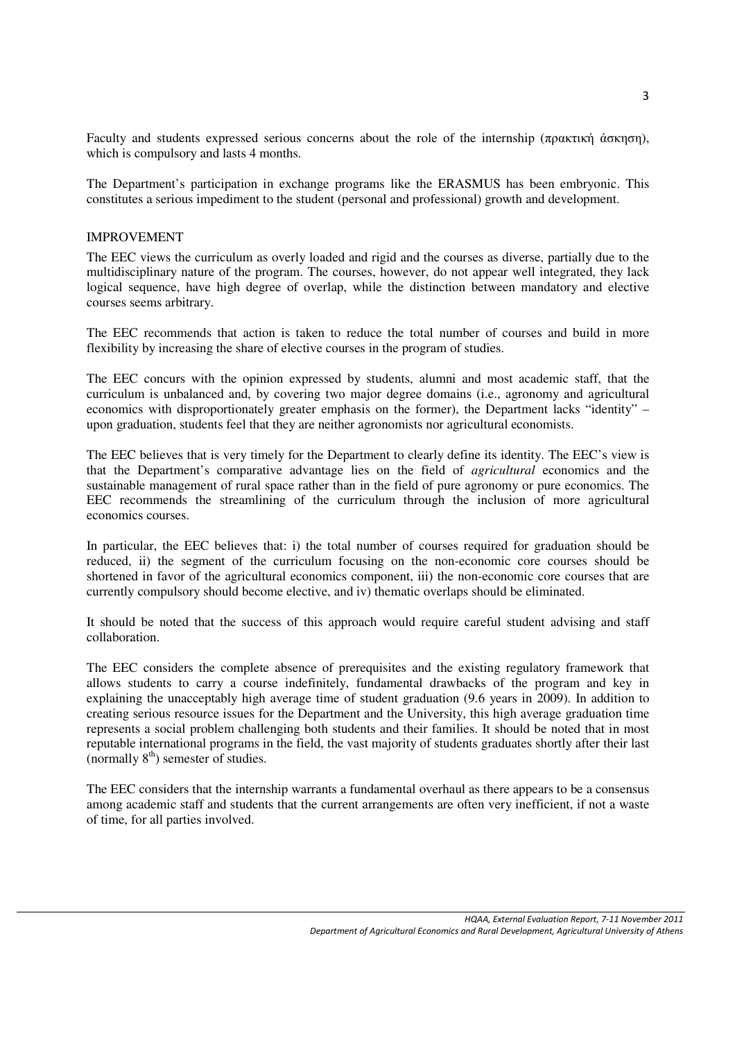Faculty and students expressed serious concerns about the role of the internship (πρακτική άσκηση), which is compulsory and lasts 4 months.

The Department's participation in exchange programs like the ERASMUS has been embryonic. This constitutes a serious impediment to the student (personal and professional) growth and development.

IMPROVEMENT

The EEC views the curriculum as overly loaded and rigid and the courses as diverse, partially due to the multidisciplinary nature of the program. The courses, however, do not appear well integrated, they lack logical sequence, have high degree of overlap, while the distinction between mandatory and elective courses seems arbitrary.

The EEC recommends that action is taken to reduce the total number of courses and build in more flexibility by increasing the share of elective courses in the program of studies.

The EEC concurs with the opinion expressed by students, alumni and most academic staff, that the curriculum is unbalanced and, by covering two major degree domains (i.e., agronomy and agricultural economics with disproportionately greater emphasis on the former), the Department lacks "identity" – upon graduation, students feel that they are neither agronomists nor agricultural economists.

The EEC believes that is very timely for the Department to clearly define its identity. The EEC's view is that the Department's comparative advantage lies on the field of *agricultural* economics and the sustainable management of rural space rather than in the field of pure agronomy or pure economics. The EEC recommends the streamlining of the curriculum through the inclusion of more agricultural economics courses.

In particular, the EEC believes that: i) the total number of courses required for graduation should be reduced, ii) the segment of the curriculum focusing on the non-economic core courses should be shortened in favor of the agricultural economics component, iii) the non-economic core courses that are currently compulsory should become elective, and iv) thematic overlaps should be eliminated.

It should be noted that the success of this approach would require careful student advising and staff collaboration.

The EEC considers the complete absence of prerequisites and the existing regulatory framework that allows students to carry a course indefinitely, fundamental drawbacks of the program and key in explaining the unacceptably high average time of student graduation (9.6 years in 2009). In addition to creating serious resource issues for the Department and the University, this high average graduation time represents a social problem challenging both students and their families. It should be noted that in most reputable international programs in the field, the vast majority of students graduates shortly after their last (normally 8th) semester of studies.

The EEC considers that the internship warrants a fundamental overhaul as there appears to be a consensus among academic staff and students that the current arrangements are often very inefficient, if not a waste of time, for all parties involved.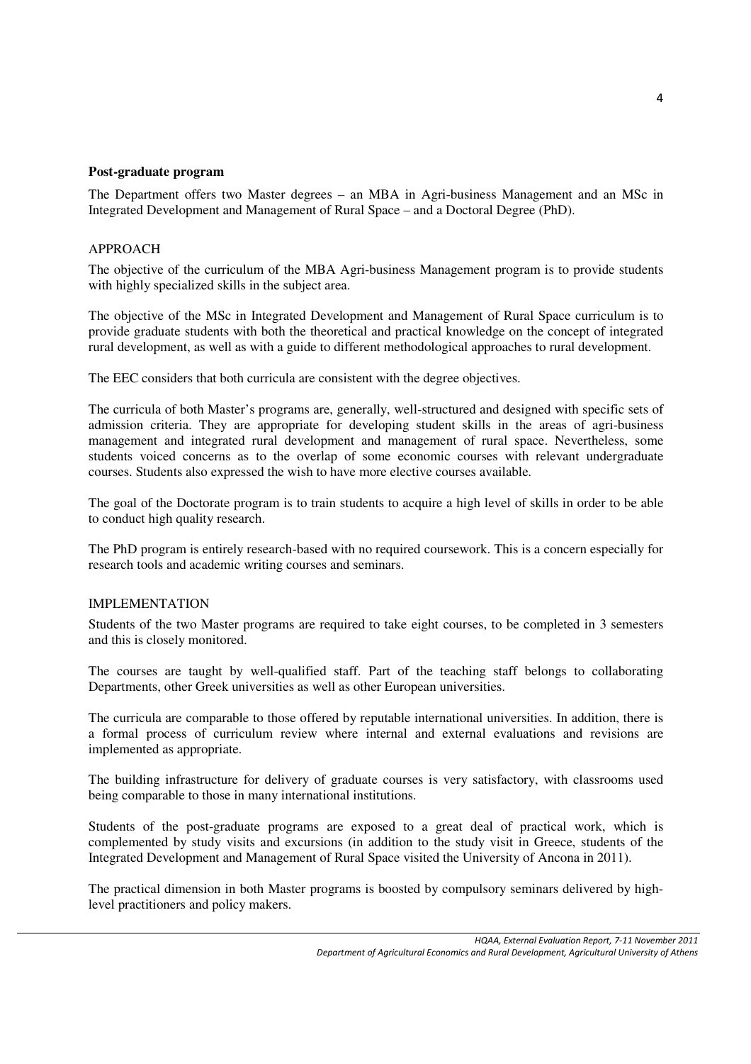**Post-graduate program**

The Department offers two Master degrees – an MBA in Agri-business Management and an MSc in Integrated Development and Management of Rural Space – and a Doctoral Degree (PhD).

APPROACH

The objective of the curriculum of the MBA Agri-business Management program is to provide students with highly specialized skills in the subject area.

The objective of the MSc in Integrated Development and Management of Rural Space curriculum is to provide graduate students with both the theoretical and practical knowledge on the concept of integrated rural development, as well as with a guide to different methodological approaches to rural development.

The EEC considers that both curricula are consistent with the degree objectives.

The curricula of both Master's programs are, generally, well-structured and designed with specific sets of admission criteria. They are appropriate for developing student skills in the areas of agri-business management and integrated rural development and management of rural space. Nevertheless, some students voiced concerns as to the overlap of some economic courses with relevant undergraduate courses. Students also expressed the wish to have more elective courses available.

The goal of the Doctorate program is to train students to acquire a high level of skills in order to be able to conduct high quality research.

The PhD program is entirely research-based with no required coursework. This is a concern especially for research tools and academic writing courses and seminars.

IMPLEMENTATION

Students of the two Master programs are required to take eight courses, to be completed in 3 semesters and this is closely monitored.

The courses are taught by well-qualified staff. Part of the teaching staff belongs to collaborating Departments, other Greek universities as well as other European universities.

The curricula are comparable to those offered by reputable international universities. In addition, there is a formal process of curriculum review where internal and external evaluations and revisions are implemented as appropriate.

The building infrastructure for delivery of graduate courses is very satisfactory, with classrooms used being comparable to those in many international institutions.

Students of the post-graduate programs are exposed to a great deal of practical work, which is complemented by study visits and excursions (in addition to the study visit in Greece, students of the Integrated Development and Management of Rural Space visited the University of Ancona in 2011).

The practical dimension in both Master programs is boosted by compulsory seminars delivered by high-level practitioners and policy makers.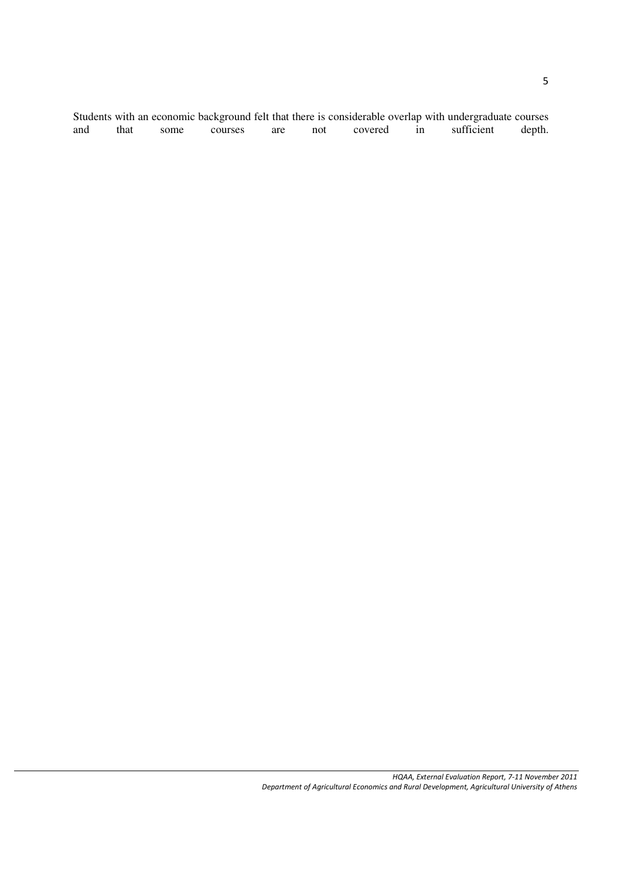Students with an economic background felt that there is considerable overlap with undergraduate courses and that some courses are not covered in sufficient depth.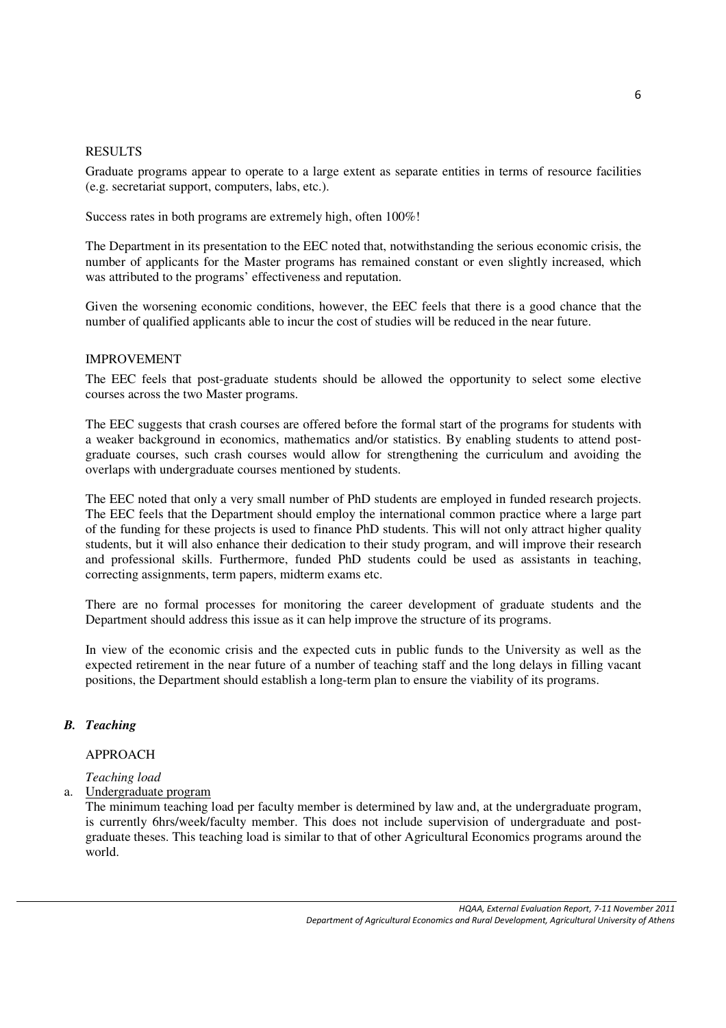RESULTS

Graduate programs appear to operate to a large extent as separate entities in terms of resource facilities (e.g. secretariat support, computers, labs, etc.).

Success rates in both programs are extremely high, often 100%!

The Department in its presentation to the EEC noted that, notwithstanding the serious economic crisis, the number of applicants for the Master programs has remained constant or even slightly increased, which was attributed to the programs' effectiveness and reputation.

Given the worsening economic conditions, however, the EEC feels that there is a good chance that the number of qualified applicants able to incur the cost of studies will be reduced in the near future.

IMPROVEMENT

The EEC feels that post-graduate students should be allowed the opportunity to select some elective courses across the two Master programs.

The EEC suggests that crash courses are offered before the formal start of the programs for students with a weaker background in economics, mathematics and/or statistics. By enabling students to attend post-graduate courses, such crash courses would allow for strengthening the curriculum and avoiding the overlaps with undergraduate courses mentioned by students.

The EEC noted that only a very small number of PhD students are employed in funded research projects. The EEC feels that the Department should employ the international common practice where a large part of the funding for these projects is used to finance PhD students. This will not only attract higher quality students, but it will also enhance their dedication to their study program, and will improve their research and professional skills. Furthermore, funded PhD students could be used as assistants in teaching, correcting assignments, term papers, midterm exams etc.

There are no formal processes for monitoring the career development of graduate students and the Department should address this issue as it can help improve the structure of its programs.

In view of the economic crisis and the expected cuts in public funds to the University as well as the expected retirement in the near future of a number of teaching staff and the long delays in filling vacant positions, the Department should establish a long-term plan to ensure the viability of its programs.

## *B. Teaching*

APPROACH

*Teaching load*

a. Undergraduate program

The minimum teaching load per faculty member is determined by law and, at the undergraduate program, is currently 6hrs/week/faculty member. This does not include supervision of undergraduate and post-graduate theses. This teaching load is similar to that of other Agricultural Economics programs around the world.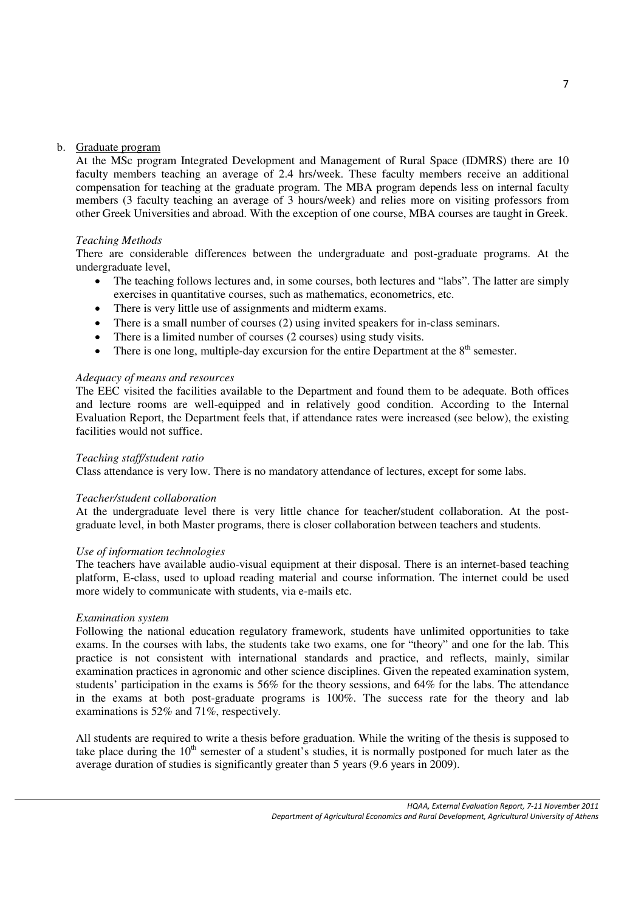b. Graduate program

At the MSc program Integrated Development and Management of Rural Space (IDMRS) there are 10 faculty members teaching an average of 2.4 hrs/week. These faculty members receive an additional compensation for teaching at the graduate program. The MBA program depends less on internal faculty members (3 faculty teaching an average of 3 hours/week) and relies more on visiting professors from other Greek Universities and abroad. With the exception of one course, MBA courses are taught in Greek.

*Teaching Methods*

There are considerable differences between the undergraduate and post-graduate programs. At the undergraduate level,

- The teaching follows lectures and, in some courses, both lectures and "labs". The latter are simply exercises in quantitative courses, such as mathematics, econometrics, etc.
- There is very little use of assignments and midterm exams.
- There is a small number of courses (2) using invited speakers for in-class seminars.
- There is a limited number of courses (2 courses) using study visits.
- There is one long, multiple-day excursion for the entire Department at the 8th semester.

*Adequacy of means and resources*

The EEC visited the facilities available to the Department and found them to be adequate. Both offices and lecture rooms are well-equipped and in relatively good condition. According to the Internal Evaluation Report, the Department feels that, if attendance rates were increased (see below), the existing facilities would not suffice.

*Teaching staff/student ratio*

Class attendance is very low. There is no mandatory attendance of lectures, except for some labs.

*Teacher/student collaboration*

At the undergraduate level there is very little chance for teacher/student collaboration. At the post-graduate level, in both Master programs, there is closer collaboration between teachers and students.

*Use of information technologies*

The teachers have available audio-visual equipment at their disposal. There is an internet-based teaching platform, E-class, used to upload reading material and course information. The internet could be used more widely to communicate with students, via e-mails etc.

*Examination system*

Following the national education regulatory framework, students have unlimited opportunities to take exams. In the courses with labs, the students take two exams, one for "theory" and one for the lab. This practice is not consistent with international standards and practice, and reflects, mainly, similar examination practices in agronomic and other science disciplines. Given the repeated examination system, students' participation in the exams is 56% for the theory sessions, and 64% for the labs. The attendance in the exams at both post-graduate programs is 100%. The success rate for the theory and lab examinations is 52% and 71%, respectively.

All students are required to write a thesis before graduation. While the writing of the thesis is supposed to take place during the 10th semester of a student's studies, it is normally postponed for much later as the average duration of studies is significantly greater than 5 years (9.6 years in 2009).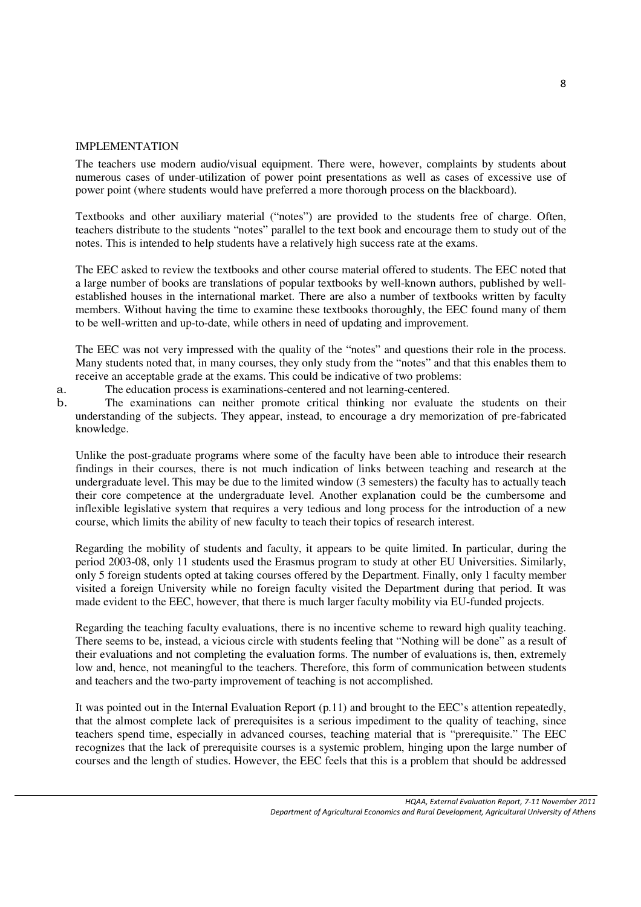IMPLEMENTATION

The teachers use modern audio/visual equipment. There were, however, complaints by students about numerous cases of under-utilization of power point presentations as well as cases of excessive use of power point (where students would have preferred a more thorough process on the blackboard).

Textbooks and other auxiliary material ("notes") are provided to the students free of charge. Often, teachers distribute to the students "notes" parallel to the text book and encourage them to study out of the notes. This is intended to help students have a relatively high success rate at the exams.

The EEC asked to review the textbooks and other course material offered to students. The EEC noted that a large number of books are translations of popular textbooks by well-known authors, published by well-established houses in the international market. There are also a number of textbooks written by faculty members. Without having the time to examine these textbooks thoroughly, the EEC found many of them to be well-written and up-to-date, while others in need of updating and improvement.

The EEC was not very impressed with the quality of the "notes" and questions their role in the process. Many students noted that, in many courses, they only study from the "notes" and that this enables them to receive an acceptable grade at the exams. This could be indicative of two problems:

a. The education process is examinations-centered and not learning-centered.
b. The examinations can neither promote critical thinking nor evaluate the students on their understanding of the subjects. They appear, instead, to encourage a dry memorization of pre-fabricated knowledge.

Unlike the post-graduate programs where some of the faculty have been able to introduce their research findings in their courses, there is not much indication of links between teaching and research at the undergraduate level. This may be due to the limited window (3 semesters) the faculty has to actually teach their core competence at the undergraduate level. Another explanation could be the cumbersome and inflexible legislative system that requires a very tedious and long process for the introduction of a new course, which limits the ability of new faculty to teach their topics of research interest.

Regarding the mobility of students and faculty, it appears to be quite limited. In particular, during the period 2003-08, only 11 students used the Erasmus program to study at other EU Universities. Similarly, only 5 foreign students opted at taking courses offered by the Department. Finally, only 1 faculty member visited a foreign University while no foreign faculty visited the Department during that period. It was made evident to the EEC, however, that there is much larger faculty mobility via EU-funded projects.

Regarding the teaching faculty evaluations, there is no incentive scheme to reward high quality teaching. There seems to be, instead, a vicious circle with students feeling that "Nothing will be done" as a result of their evaluations and not completing the evaluation forms. The number of evaluations is, then, extremely low and, hence, not meaningful to the teachers. Therefore, this form of communication between students and teachers and the two-party improvement of teaching is not accomplished.

It was pointed out in the Internal Evaluation Report (p.11) and brought to the EEC's attention repeatedly, that the almost complete lack of prerequisites is a serious impediment to the quality of teaching, since teachers spend time, especially in advanced courses, teaching material that is "prerequisite." The EEC recognizes that the lack of prerequisite courses is a systemic problem, hinging upon the large number of courses and the length of studies. However, the EEC feels that this is a problem that should be addressed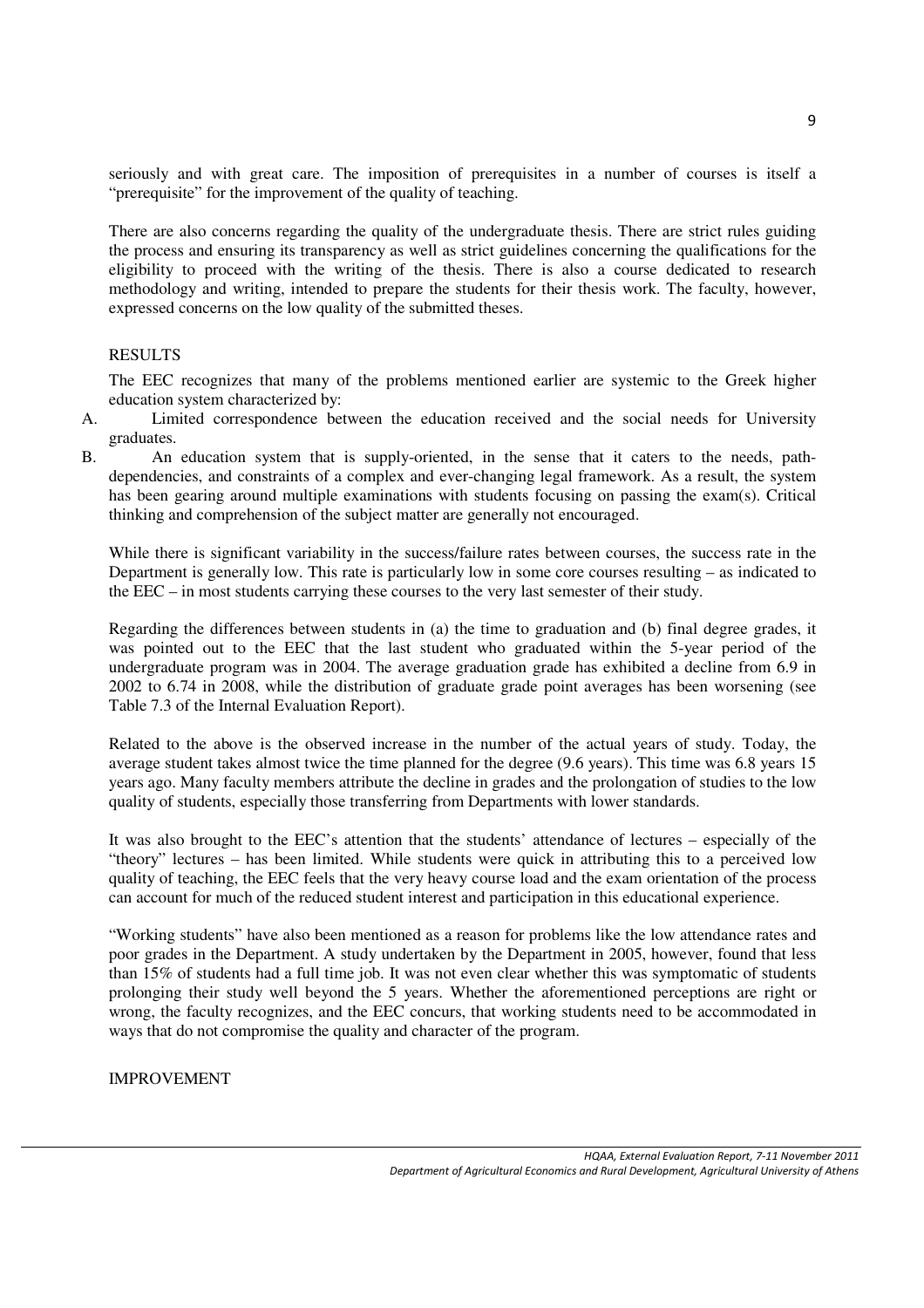seriously and with great care. The imposition of prerequisites in a number of courses is itself a "prerequisite" for the improvement of the quality of teaching.

There are also concerns regarding the quality of the undergraduate thesis. There are strict rules guiding the process and ensuring its transparency as well as strict guidelines concerning the qualifications for the eligibility to proceed with the writing of the thesis. There is also a course dedicated to research methodology and writing, intended to prepare the students for their thesis work. The faculty, however, expressed concerns on the low quality of the submitted theses.

## RESULTS

The EEC recognizes that many of the problems mentioned earlier are systemic to the Greek higher education system characterized by:

A. Limited correspondence between the education received and the social needs for University graduates.

B. An education system that is supply-oriented, in the sense that it caters to the needs, path-dependencies, and constraints of a complex and ever-changing legal framework. As a result, the system has been gearing around multiple examinations with students focusing on passing the exam(s). Critical thinking and comprehension of the subject matter are generally not encouraged.

While there is significant variability in the success/failure rates between courses, the success rate in the Department is generally low. This rate is particularly low in some core courses resulting – as indicated to the EEC – in most students carrying these courses to the very last semester of their study.

Regarding the differences between students in (a) the time to graduation and (b) final degree grades, it was pointed out to the EEC that the last student who graduated within the 5-year period of the undergraduate program was in 2004. The average graduation grade has exhibited a decline from 6.9 in 2002 to 6.74 in 2008, while the distribution of graduate grade point averages has been worsening (see Table 7.3 of the Internal Evaluation Report).

Related to the above is the observed increase in the number of the actual years of study. Today, the average student takes almost twice the time planned for the degree (9.6 years). This time was 6.8 years 15 years ago. Many faculty members attribute the decline in grades and the prolongation of studies to the low quality of students, especially those transferring from Departments with lower standards.

It was also brought to the EEC's attention that the students' attendance of lectures – especially of the "theory" lectures – has been limited. While students were quick in attributing this to a perceived low quality of teaching, the EEC feels that the very heavy course load and the exam orientation of the process can account for much of the reduced student interest and participation in this educational experience.

"Working students" have also been mentioned as a reason for problems like the low attendance rates and poor grades in the Department. A study undertaken by the Department in 2005, however, found that less than 15% of students had a full time job. It was not even clear whether this was symptomatic of students prolonging their study well beyond the 5 years. Whether the aforementioned perceptions are right or wrong, the faculty recognizes, and the EEC concurs, that working students need to be accommodated in ways that do not compromise the quality and character of the program.

## IMPROVEMENT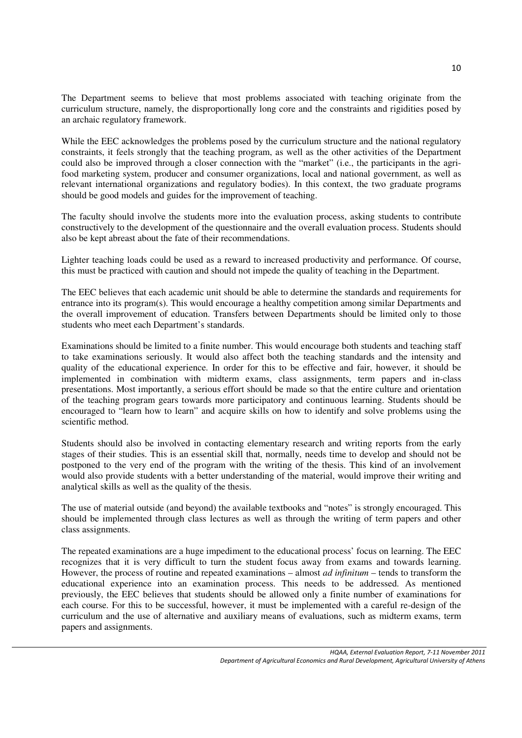The Department seems to believe that most problems associated with teaching originate from the curriculum structure, namely, the disproportionally long core and the constraints and rigidities posed by an archaic regulatory framework.

While the EEC acknowledges the problems posed by the curriculum structure and the national regulatory constraints, it feels strongly that the teaching program, as well as the other activities of the Department could also be improved through a closer connection with the "market" (i.e., the participants in the agri-food marketing system, producer and consumer organizations, local and national government, as well as relevant international organizations and regulatory bodies). In this context, the two graduate programs should be good models and guides for the improvement of teaching.

The faculty should involve the students more into the evaluation process, asking students to contribute constructively to the development of the questionnaire and the overall evaluation process. Students should also be kept abreast about the fate of their recommendations.

Lighter teaching loads could be used as a reward to increased productivity and performance. Of course, this must be practiced with caution and should not impede the quality of teaching in the Department.

The EEC believes that each academic unit should be able to determine the standards and requirements for entrance into its program(s). This would encourage a healthy competition among similar Departments and the overall improvement of education. Transfers between Departments should be limited only to those students who meet each Department's standards.

Examinations should be limited to a finite number. This would encourage both students and teaching staff to take examinations seriously. It would also affect both the teaching standards and the intensity and quality of the educational experience. In order for this to be effective and fair, however, it should be implemented in combination with midterm exams, class assignments, term papers and in-class presentations. Most importantly, a serious effort should be made so that the entire culture and orientation of the teaching program gears towards more participatory and continuous learning. Students should be encouraged to "learn how to learn" and acquire skills on how to identify and solve problems using the scientific method.

Students should also be involved in contacting elementary research and writing reports from the early stages of their studies. This is an essential skill that, normally, needs time to develop and should not be postponed to the very end of the program with the writing of the thesis. This kind of an involvement would also provide students with a better understanding of the material, would improve their writing and analytical skills as well as the quality of the thesis.

The use of material outside (and beyond) the available textbooks and "notes" is strongly encouraged. This should be implemented through class lectures as well as through the writing of term papers and other class assignments.

The repeated examinations are a huge impediment to the educational process' focus on learning. The EEC recognizes that it is very difficult to turn the student focus away from exams and towards learning. However, the process of routine and repeated examinations – almost *ad infinitum* – tends to transform the educational experience into an examination process. This needs to be addressed. As mentioned previously, the EEC believes that students should be allowed only a finite number of examinations for each course. For this to be successful, however, it must be implemented with a careful re-design of the curriculum and the use of alternative and auxiliary means of evaluations, such as midterm exams, term papers and assignments.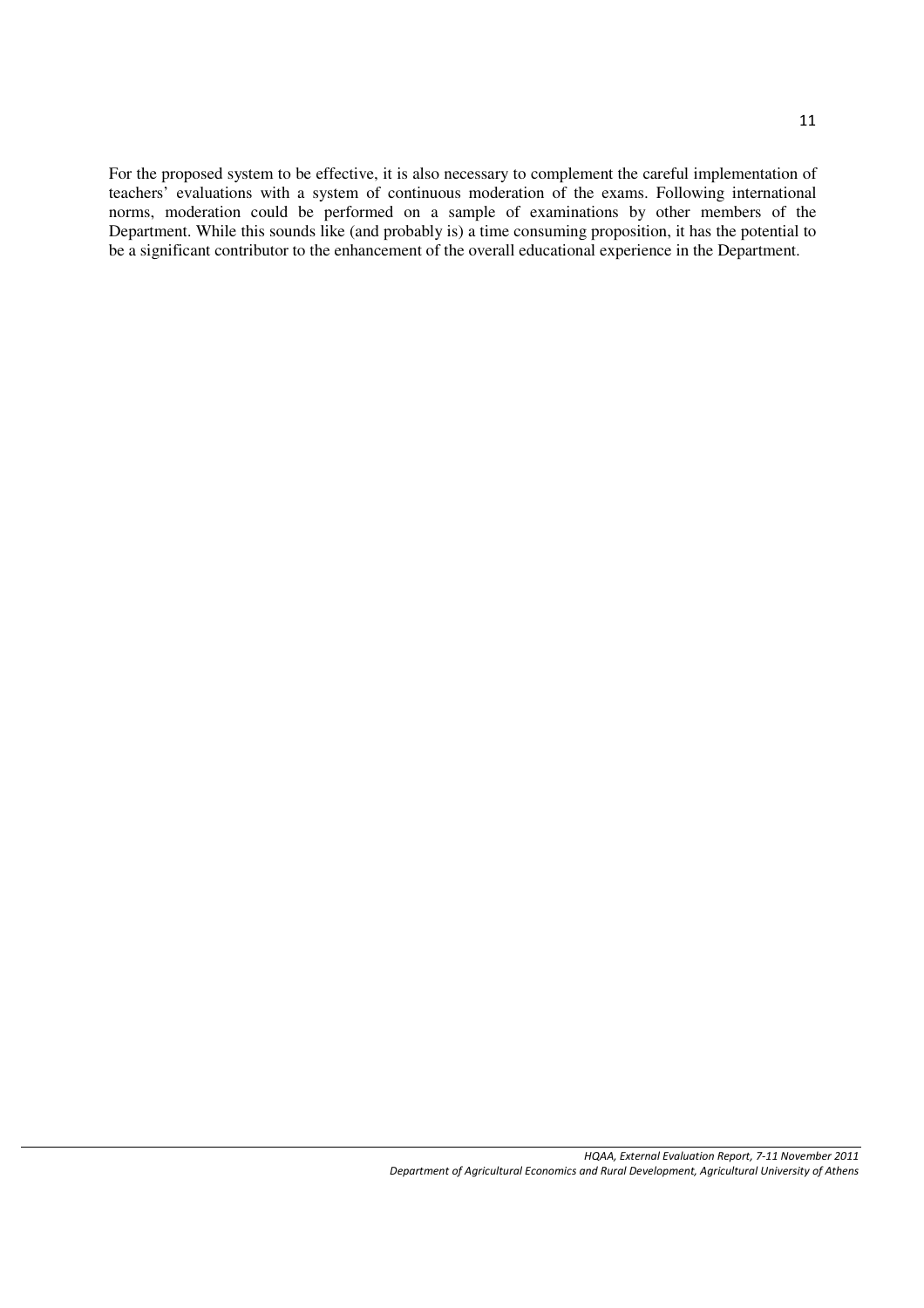For the proposed system to be effective, it is also necessary to complement the careful implementation of teachers' evaluations with a system of continuous moderation of the exams. Following international norms, moderation could be performed on a sample of examinations by other members of the Department. While this sounds like (and probably is) a time consuming proposition, it has the potential to be a significant contributor to the enhancement of the overall educational experience in the Department.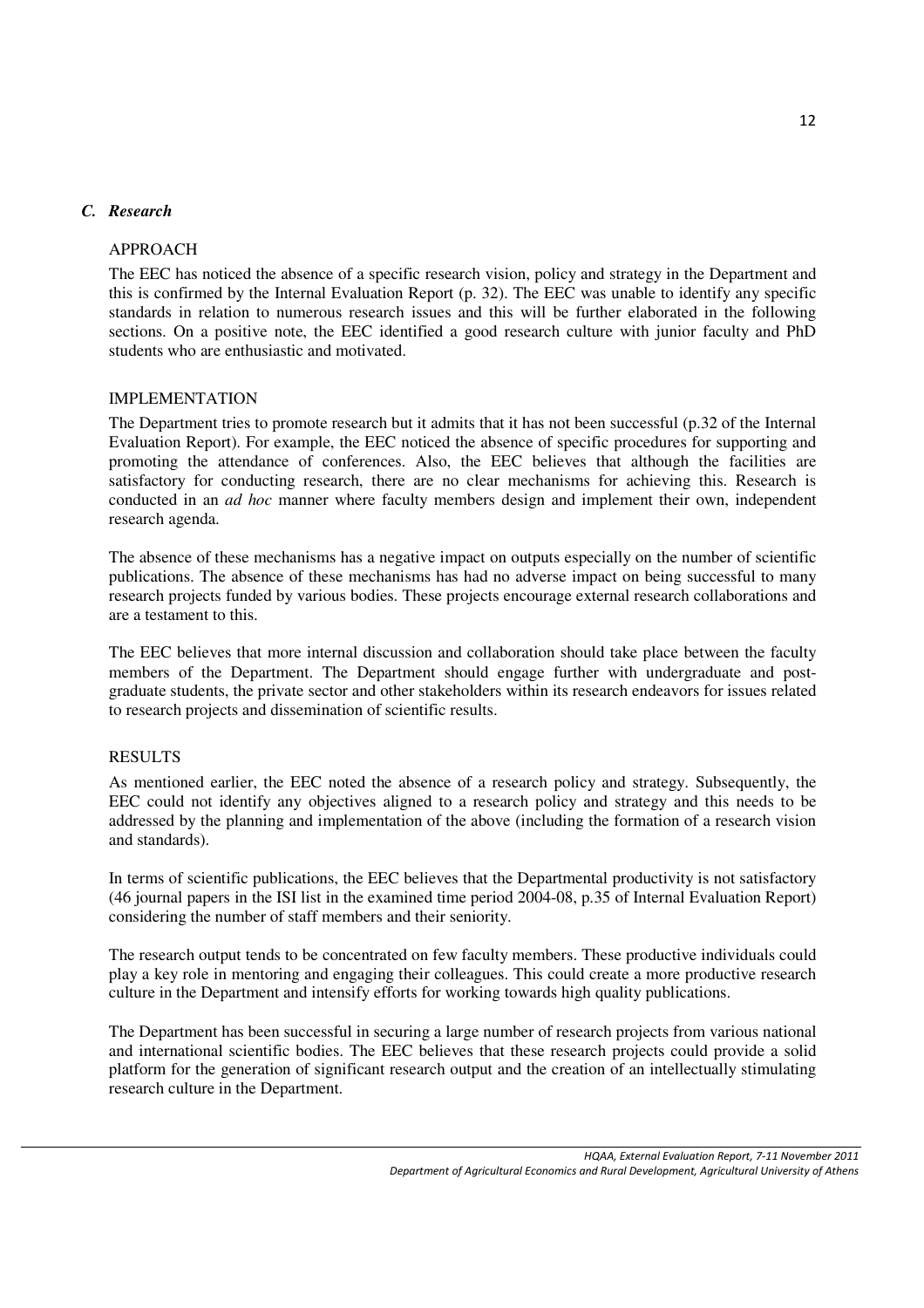## *C. Research*

### APPROACH

The EEC has noticed the absence of a specific research vision, policy and strategy in the Department and this is confirmed by the Internal Evaluation Report (p. 32). The EEC was unable to identify any specific standards in relation to numerous research issues and this will be further elaborated in the following sections. On a positive note, the EEC identified a good research culture with junior faculty and PhD students who are enthusiastic and motivated.

### IMPLEMENTATION

The Department tries to promote research but it admits that it has not been successful (p.32 of the Internal Evaluation Report). For example, the EEC noticed the absence of specific procedures for supporting and promoting the attendance of conferences. Also, the EEC believes that although the facilities are satisfactory for conducting research, there are no clear mechanisms for achieving this. Research is conducted in an *ad hoc* manner where faculty members design and implement their own, independent research agenda.

The absence of these mechanisms has a negative impact on outputs especially on the number of scientific publications. The absence of these mechanisms has had no adverse impact on being successful to many research projects funded by various bodies. These projects encourage external research collaborations and are a testament to this.

The EEC believes that more internal discussion and collaboration should take place between the faculty members of the Department. The Department should engage further with undergraduate and post-graduate students, the private sector and other stakeholders within its research endeavors for issues related to research projects and dissemination of scientific results.

### RESULTS

As mentioned earlier, the EEC noted the absence of a research policy and strategy. Subsequently, the EEC could not identify any objectives aligned to a research policy and strategy and this needs to be addressed by the planning and implementation of the above (including the formation of a research vision and standards).

In terms of scientific publications, the EEC believes that the Departmental productivity is not satisfactory (46 journal papers in the ISI list in the examined time period 2004-08, p.35 of Internal Evaluation Report) considering the number of staff members and their seniority.

The research output tends to be concentrated on few faculty members. These productive individuals could play a key role in mentoring and engaging their colleagues. This could create a more productive research culture in the Department and intensify efforts for working towards high quality publications.

The Department has been successful in securing a large number of research projects from various national and international scientific bodies. The EEC believes that these research projects could provide a solid platform for the generation of significant research output and the creation of an intellectually stimulating research culture in the Department.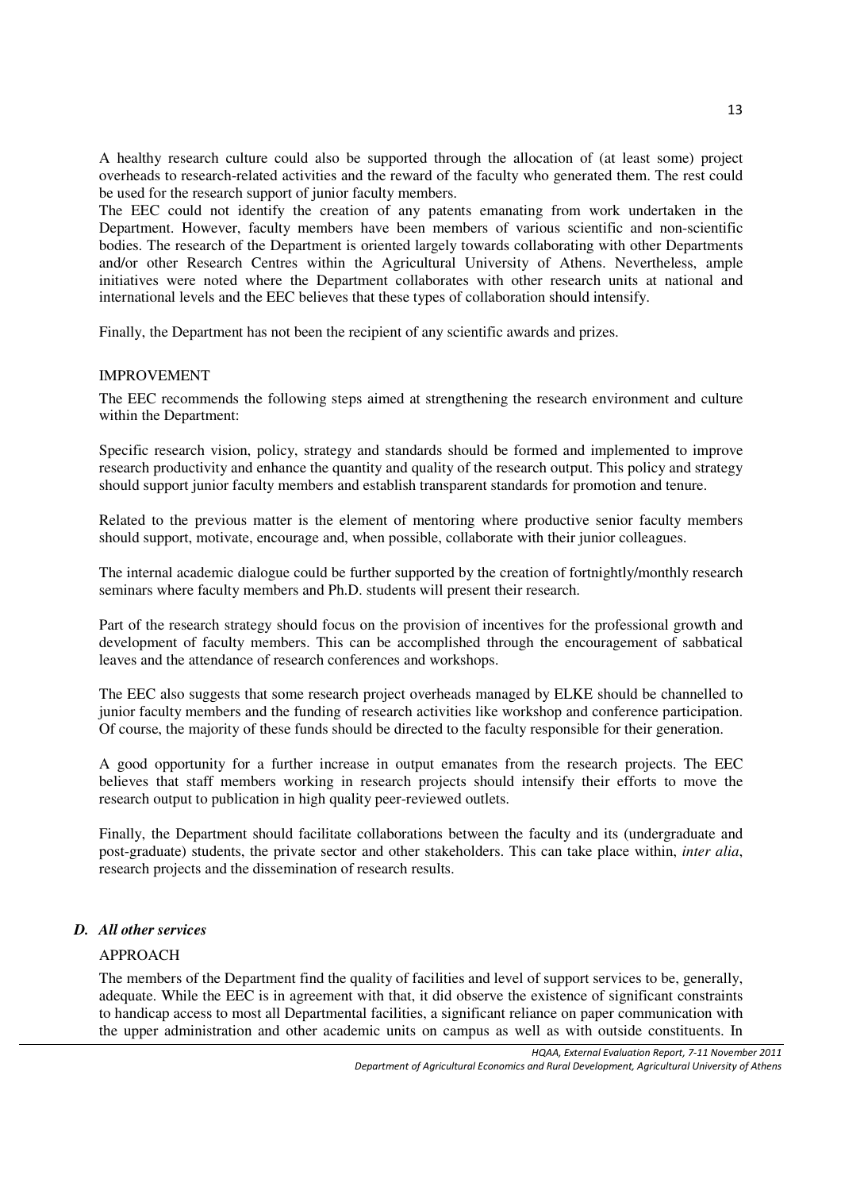A healthy research culture could also be supported through the allocation of (at least some) project overheads to research-related activities and the reward of the faculty who generated them. The rest could be used for the research support of junior faculty members.

The EEC could not identify the creation of any patents emanating from work undertaken in the Department. However, faculty members have been members of various scientific and non-scientific bodies. The research of the Department is oriented largely towards collaborating with other Departments and/or other Research Centres within the Agricultural University of Athens. Nevertheless, ample initiatives were noted where the Department collaborates with other research units at national and international levels and the EEC believes that these types of collaboration should intensify.

Finally, the Department has not been the recipient of any scientific awards and prizes.

IMPROVEMENT

The EEC recommends the following steps aimed at strengthening the research environment and culture within the Department:

Specific research vision, policy, strategy and standards should be formed and implemented to improve research productivity and enhance the quantity and quality of the research output. This policy and strategy should support junior faculty members and establish transparent standards for promotion and tenure.

Related to the previous matter is the element of mentoring where productive senior faculty members should support, motivate, encourage and, when possible, collaborate with their junior colleagues.

The internal academic dialogue could be further supported by the creation of fortnightly/monthly research seminars where faculty members and Ph.D. students will present their research.

Part of the research strategy should focus on the provision of incentives for the professional growth and development of faculty members. This can be accomplished through the encouragement of sabbatical leaves and the attendance of research conferences and workshops.

The EEC also suggests that some research project overheads managed by ELKE should be channelled to junior faculty members and the funding of research activities like workshop and conference participation. Of course, the majority of these funds should be directed to the faculty responsible for their generation.

A good opportunity for a further increase in output emanates from the research projects. The EEC believes that staff members working in research projects should intensify their efforts to move the research output to publication in high quality peer-reviewed outlets.

Finally, the Department should facilitate collaborations between the faculty and its (undergraduate and post-graduate) students, the private sector and other stakeholders. This can take place within, *inter alia*, research projects and the dissemination of research results.

### *D. All other services*

APPROACH

The members of the Department find the quality of facilities and level of support services to be, generally, adequate. While the EEC is in agreement with that, it did observe the existence of significant constraints to handicap access to most all Departmental facilities, a significant reliance on paper communication with the upper administration and other academic units on campus as well as with outside constituents. In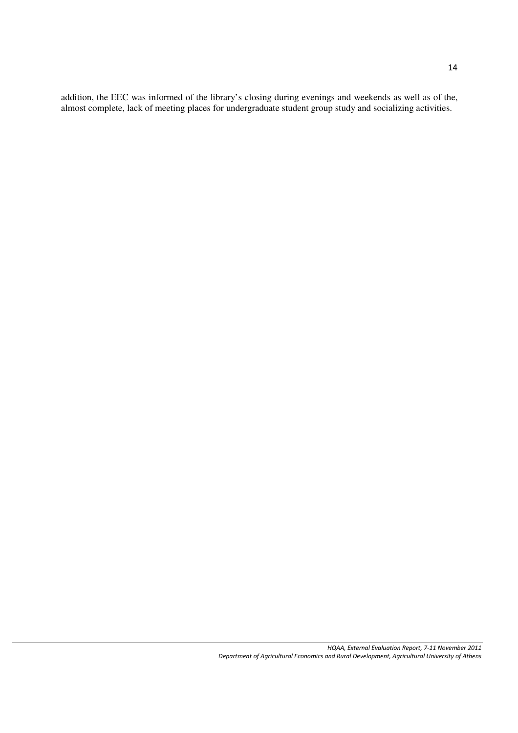addition, the EEC was informed of the library's closing during evenings and weekends as well as of the, almost complete, lack of meeting places for undergraduate student group study and socializing activities.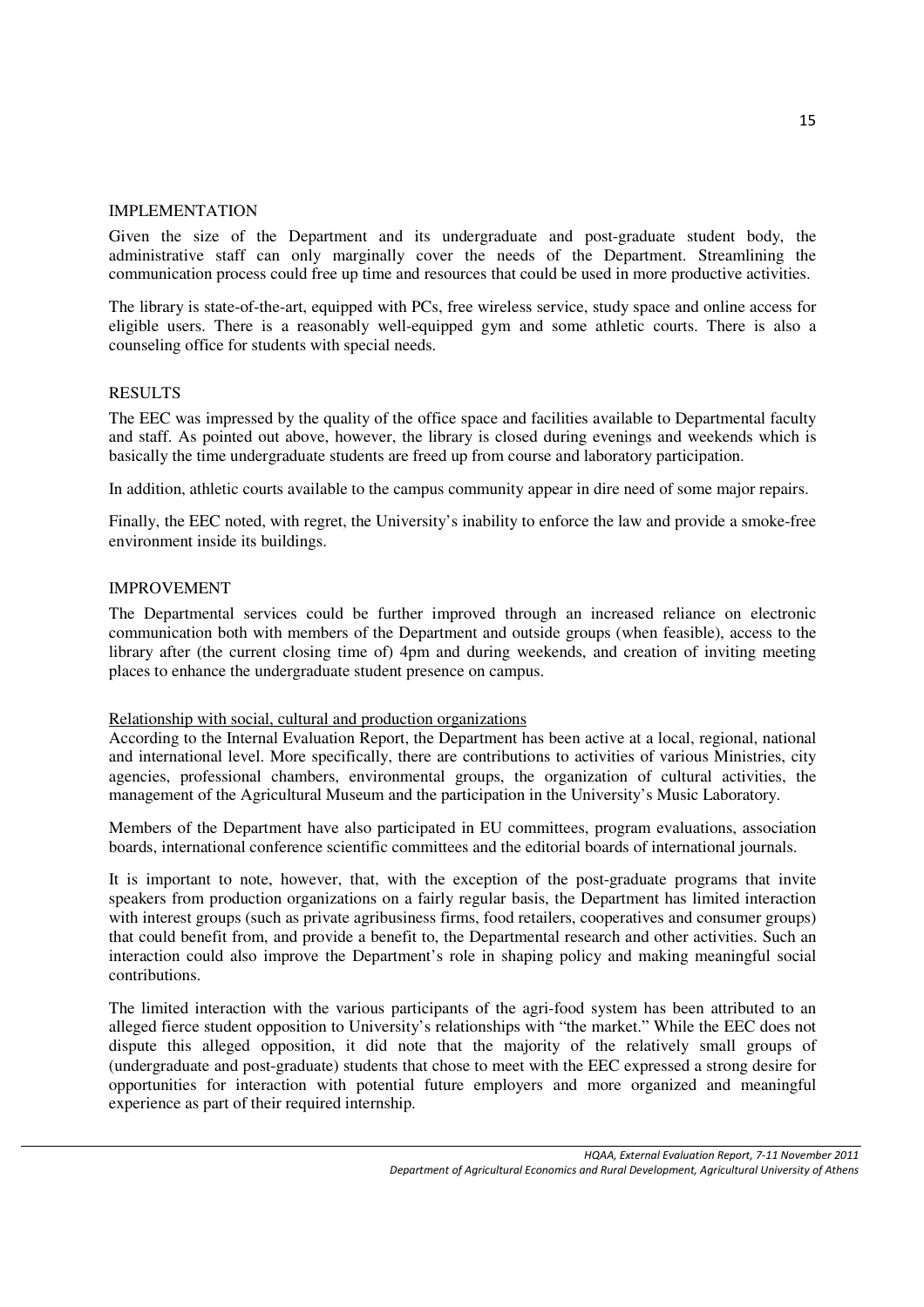IMPLEMENTATION

Given the size of the Department and its undergraduate and post-graduate student body, the administrative staff can only marginally cover the needs of the Department. Streamlining the communication process could free up time and resources that could be used in more productive activities.

The library is state-of-the-art, equipped with PCs, free wireless service, study space and online access for eligible users. There is a reasonably well-equipped gym and some athletic courts. There is also a counseling office for students with special needs.

RESULTS

The EEC was impressed by the quality of the office space and facilities available to Departmental faculty and staff. As pointed out above, however, the library is closed during evenings and weekends which is basically the time undergraduate students are freed up from course and laboratory participation.

In addition, athletic courts available to the campus community appear in dire need of some major repairs.

Finally, the EEC noted, with regret, the University's inability to enforce the law and provide a smoke-free environment inside its buildings.

IMPROVEMENT

The Departmental services could be further improved through an increased reliance on electronic communication both with members of the Department and outside groups (when feasible), access to the library after (the current closing time of) 4pm and during weekends, and creation of inviting meeting places to enhance the undergraduate student presence on campus.

<u>Relationship with social, cultural and production organizations</u>

According to the Internal Evaluation Report, the Department has been active at a local, regional, national and international level. More specifically, there are contributions to activities of various Ministries, city agencies, professional chambers, environmental groups, the organization of cultural activities, the management of the Agricultural Museum and the participation in the University's Music Laboratory.

Members of the Department have also participated in EU committees, program evaluations, association boards, international conference scientific committees and the editorial boards of international journals.

It is important to note, however, that, with the exception of the post-graduate programs that invite speakers from production organizations on a fairly regular basis, the Department has limited interaction with interest groups (such as private agribusiness firms, food retailers, cooperatives and consumer groups) that could benefit from, and provide a benefit to, the Departmental research and other activities. Such an interaction could also improve the Department's role in shaping policy and making meaningful social contributions.

The limited interaction with the various participants of the agri-food system has been attributed to an alleged fierce student opposition to University's relationships with "the market." While the EEC does not dispute this alleged opposition, it did note that the majority of the relatively small groups of (undergraduate and post-graduate) students that chose to meet with the EEC expressed a strong desire for opportunities for interaction with potential future employers and more organized and meaningful experience as part of their required internship.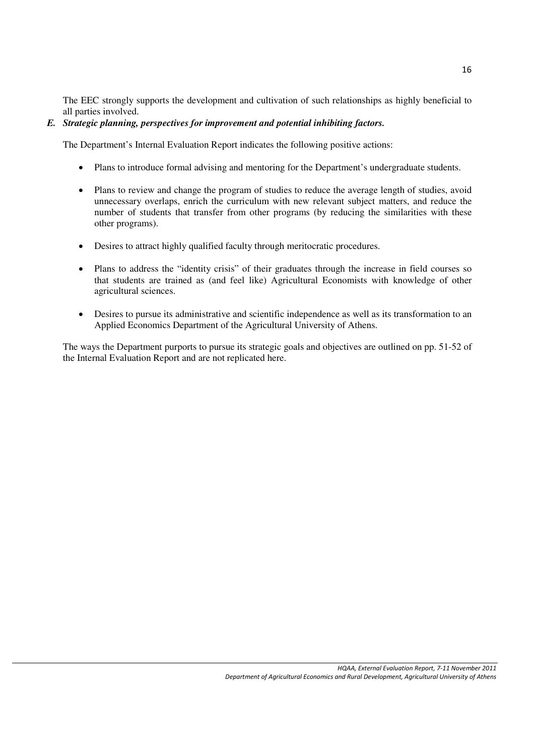The EEC strongly supports the development and cultivation of such relationships as highly beneficial to all parties involved.

### *E. Strategic planning, perspectives for improvement and potential inhibiting factors.*

The Department's Internal Evaluation Report indicates the following positive actions:

- Plans to introduce formal advising and mentoring for the Department's undergraduate students.
- Plans to review and change the program of studies to reduce the average length of studies, avoid unnecessary overlaps, enrich the curriculum with new relevant subject matters, and reduce the number of students that transfer from other programs (by reducing the similarities with these other programs).
- Desires to attract highly qualified faculty through meritocratic procedures.
- Plans to address the "identity crisis" of their graduates through the increase in field courses so that students are trained as (and feel like) Agricultural Economists with knowledge of other agricultural sciences.
- Desires to pursue its administrative and scientific independence as well as its transformation to an Applied Economics Department of the Agricultural University of Athens.

The ways the Department purports to pursue its strategic goals and objectives are outlined on pp. 51-52 of the Internal Evaluation Report and are not replicated here.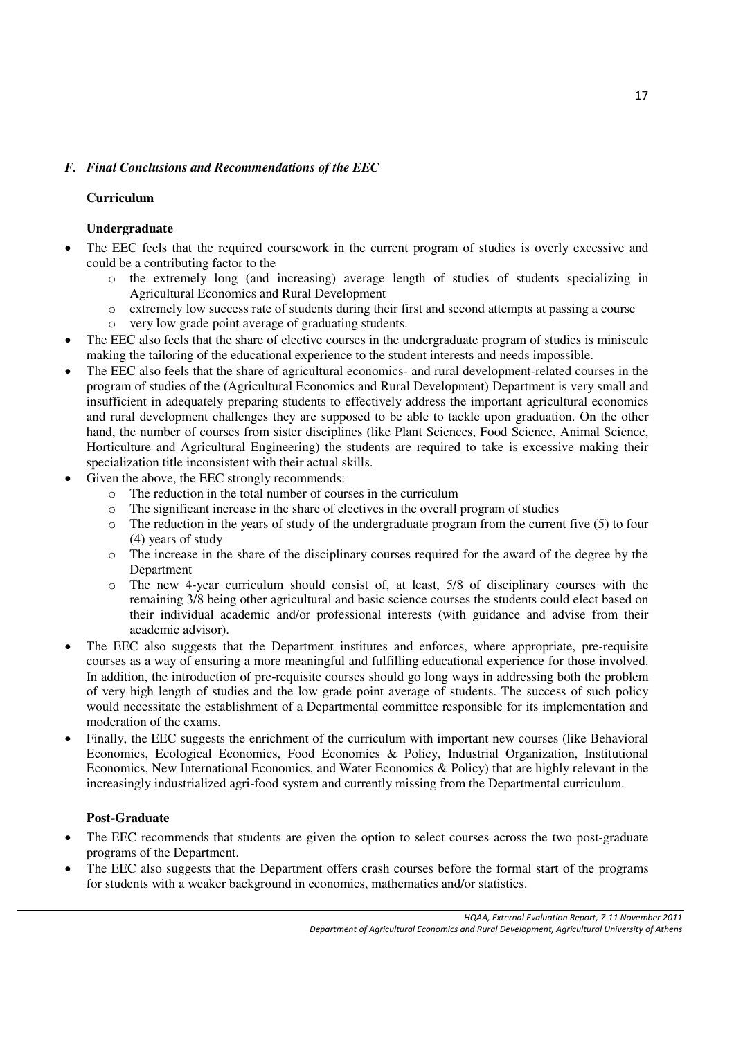### *F. Final Conclusions and Recommendations of the EEC*

**Curriculum**

**Undergraduate**

- The EEC feels that the required coursework in the current program of studies is overly excessive and could be a contributing factor to the
  - the extremely long (and increasing) average length of studies of students specializing in Agricultural Economics and Rural Development
  - extremely low success rate of students during their first and second attempts at passing a course
  - very low grade point average of graduating students.
- The EEC also feels that the share of elective courses in the undergraduate program of studies is miniscule making the tailoring of the educational experience to the student interests and needs impossible.
- The EEC also feels that the share of agricultural economics- and rural development-related courses in the program of studies of the (Agricultural Economics and Rural Development) Department is very small and insufficient in adequately preparing students to effectively address the important agricultural economics and rural development challenges they are supposed to be able to tackle upon graduation. On the other hand, the number of courses from sister disciplines (like Plant Sciences, Food Science, Animal Science, Horticulture and Agricultural Engineering) the students are required to take is excessive making their specialization title inconsistent with their actual skills.
- Given the above, the EEC strongly recommends:
  - The reduction in the total number of courses in the curriculum
  - The significant increase in the share of electives in the overall program of studies
  - The reduction in the years of study of the undergraduate program from the current five (5) to four (4) years of study
  - The increase in the share of the disciplinary courses required for the award of the degree by the Department
  - The new 4-year curriculum should consist of, at least, 5/8 of disciplinary courses with the remaining 3/8 being other agricultural and basic science courses the students could elect based on their individual academic and/or professional interests (with guidance and advise from their academic advisor).
- The EEC also suggests that the Department institutes and enforces, where appropriate, pre-requisite courses as a way of ensuring a more meaningful and fulfilling educational experience for those involved. In addition, the introduction of pre-requisite courses should go long ways in addressing both the problem of very high length of studies and the low grade point average of students. The success of such policy would necessitate the establishment of a Departmental committee responsible for its implementation and moderation of the exams.
- Finally, the EEC suggests the enrichment of the curriculum with important new courses (like Behavioral Economics, Ecological Economics, Food Economics & Policy, Industrial Organization, Institutional Economics, New International Economics, and Water Economics & Policy) that are highly relevant in the increasingly industrialized agri-food system and currently missing from the Departmental curriculum.

**Post-Graduate**

- The EEC recommends that students are given the option to select courses across the two post-graduate programs of the Department.
- The EEC also suggests that the Department offers crash courses before the formal start of the programs for students with a weaker background in economics, mathematics and/or statistics.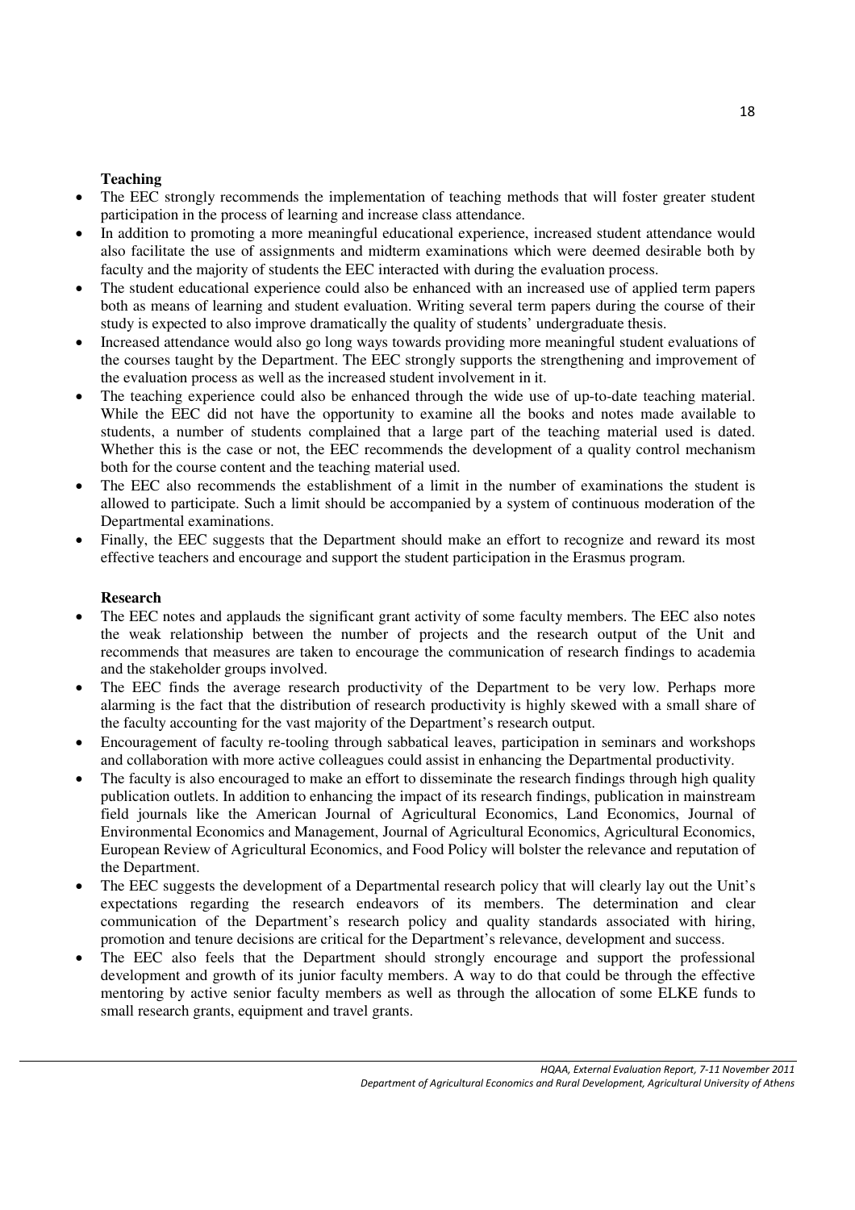**Teaching**

- The EEC strongly recommends the implementation of teaching methods that will foster greater student participation in the process of learning and increase class attendance.
- In addition to promoting a more meaningful educational experience, increased student attendance would also facilitate the use of assignments and midterm examinations which were deemed desirable both by faculty and the majority of students the EEC interacted with during the evaluation process.
- The student educational experience could also be enhanced with an increased use of applied term papers both as means of learning and student evaluation. Writing several term papers during the course of their study is expected to also improve dramatically the quality of students' undergraduate thesis.
- Increased attendance would also go long ways towards providing more meaningful student evaluations of the courses taught by the Department. The EEC strongly supports the strengthening and improvement of the evaluation process as well as the increased student involvement in it.
- The teaching experience could also be enhanced through the wide use of up-to-date teaching material. While the EEC did not have the opportunity to examine all the books and notes made available to students, a number of students complained that a large part of the teaching material used is dated. Whether this is the case or not, the EEC recommends the development of a quality control mechanism both for the course content and the teaching material used.
- The EEC also recommends the establishment of a limit in the number of examinations the student is allowed to participate. Such a limit should be accompanied by a system of continuous moderation of the Departmental examinations.
- Finally, the EEC suggests that the Department should make an effort to recognize and reward its most effective teachers and encourage and support the student participation in the Erasmus program.

**Research**

- The EEC notes and applauds the significant grant activity of some faculty members. The EEC also notes the weak relationship between the number of projects and the research output of the Unit and recommends that measures are taken to encourage the communication of research findings to academia and the stakeholder groups involved.
- The EEC finds the average research productivity of the Department to be very low. Perhaps more alarming is the fact that the distribution of research productivity is highly skewed with a small share of the faculty accounting for the vast majority of the Department's research output.
- Encouragement of faculty re-tooling through sabbatical leaves, participation in seminars and workshops and collaboration with more active colleagues could assist in enhancing the Departmental productivity.
- The faculty is also encouraged to make an effort to disseminate the research findings through high quality publication outlets. In addition to enhancing the impact of its research findings, publication in mainstream field journals like the American Journal of Agricultural Economics, Land Economics, Journal of Environmental Economics and Management, Journal of Agricultural Economics, Agricultural Economics, European Review of Agricultural Economics, and Food Policy will bolster the relevance and reputation of the Department.
- The EEC suggests the development of a Departmental research policy that will clearly lay out the Unit's expectations regarding the research endeavors of its members. The determination and clear communication of the Department's research policy and quality standards associated with hiring, promotion and tenure decisions are critical for the Department's relevance, development and success.
- The EEC also feels that the Department should strongly encourage and support the professional development and growth of its junior faculty members. A way to do that could be through the effective mentoring by active senior faculty members as well as through the allocation of some ELKE funds to small research grants, equipment and travel grants.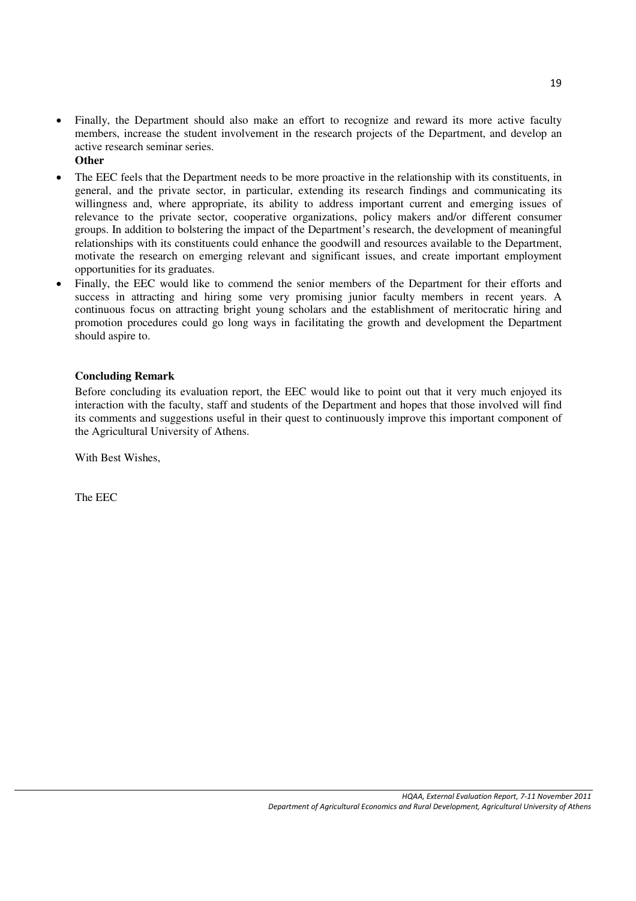- Finally, the Department should also make an effort to recognize and reward its more active faculty members, increase the student involvement in the research projects of the Department, and develop an active research seminar series.

**Other**

- The EEC feels that the Department needs to be more proactive in the relationship with its constituents, in general, and the private sector, in particular, extending its research findings and communicating its willingness and, where appropriate, its ability to address important current and emerging issues of relevance to the private sector, cooperative organizations, policy makers and/or different consumer groups. In addition to bolstering the impact of the Department's research, the development of meaningful relationships with its constituents could enhance the goodwill and resources available to the Department, motivate the research on emerging relevant and significant issues, and create important employment opportunities for its graduates.
- Finally, the EEC would like to commend the senior members of the Department for their efforts and success in attracting and hiring some very promising junior faculty members in recent years. A continuous focus on attracting bright young scholars and the establishment of meritocratic hiring and promotion procedures could go long ways in facilitating the growth and development the Department should aspire to.

**Concluding Remark**

Before concluding its evaluation report, the EEC would like to point out that it very much enjoyed its interaction with the faculty, staff and students of the Department and hopes that those involved will find its comments and suggestions useful in their quest to continuously improve this important component of the Agricultural University of Athens.

With Best Wishes,

The EEC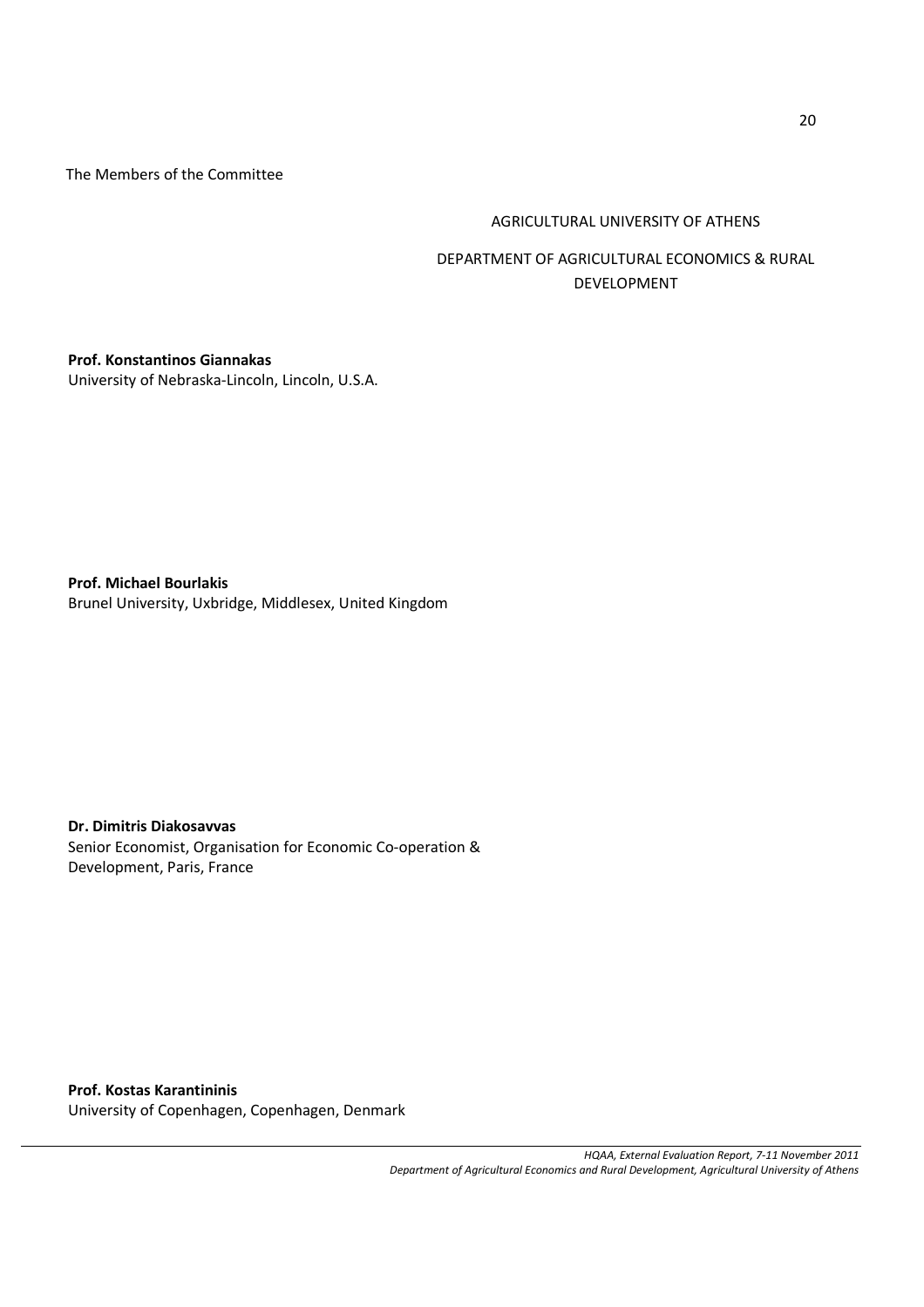The Members of the Committee

AGRICULTURAL UNIVERSITY OF ATHENS

DEPARTMENT OF AGRICULTURAL ECONOMICS & RURAL DEVELOPMENT

**Prof. Konstantinos Giannakas**
University of Nebraska-Lincoln, Lincoln, U.S.A.

**Prof. Michael Bourlakis**
Brunel University, Uxbridge, Middlesex, United Kingdom

**Dr. Dimitris Diakosavvas**
Senior Economist, Organisation for Economic Co-operation & Development, Paris, France

**Prof. Kostas Karantininis**
University of Copenhagen, Copenhagen, Denmark